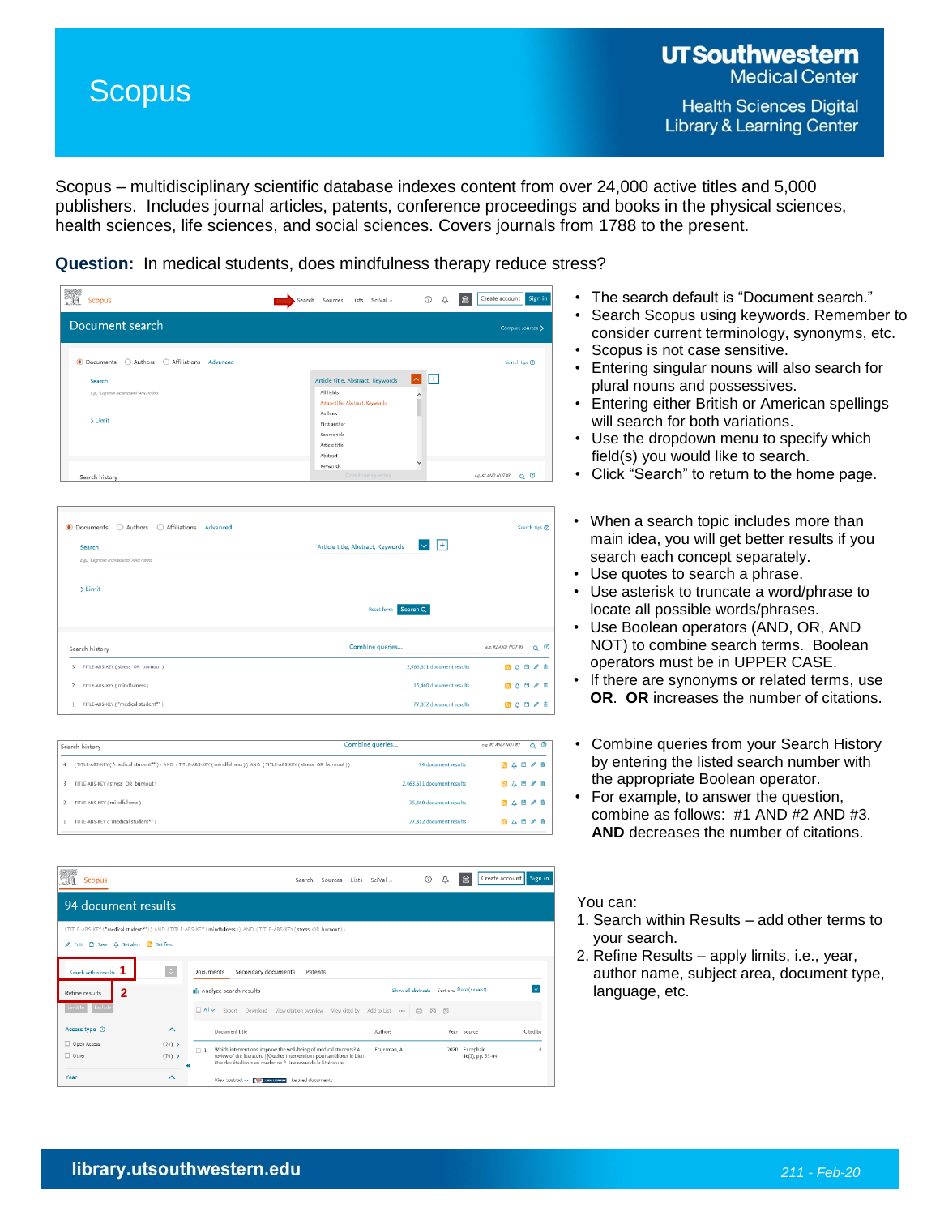# Scopus

UT Southwestern Medical Center
Health Sciences Digital Library & Learning Center

Scopus – multidisciplinary scientific database indexes content from over 24,000 active titles and 5,000 publishers. Includes journal articles, patents, conference proceedings and books in the physical sciences, health sciences, life sciences, and social sciences. Covers journals from 1788 to the present.

**Question:** In medical students, does mindfulness therapy reduce stress?

- The search default is "Document search."
- Search Scopus using keywords. Remember to consider current terminology, synonyms, etc.
- Scopus is not case sensitive.
- Entering singular nouns will also search for plural nouns and possessives.
- Entering either British or American spellings will search for both variations.
- Use the dropdown menu to specify which field(s) you would like to search.
- Click "Search" to return to the home page.

- When a search topic includes more than main idea, you will get better results if you search each concept separately.
- Use quotes to search a phrase.
- Use asterisk to truncate a word/phrase to locate all possible words/phrases.
- Use Boolean operators (AND, OR, AND NOT) to combine search terms. Boolean operators must be in UPPER CASE.
- If there are synonyms or related terms, use **OR**. **OR** increases the number of citations.

- Combine queries from your Search History by entering the listed search number with the appropriate Boolean operator.
- For example, to answer the question, combine as follows: #1 AND #2 AND #3. **AND** decreases the number of citations.

You can:

1. Search within Results – add other terms to your search.
2. Refine Results – apply limits, i.e., year, author name, subject area, document type, language, etc.

library.utsouthwestern.edu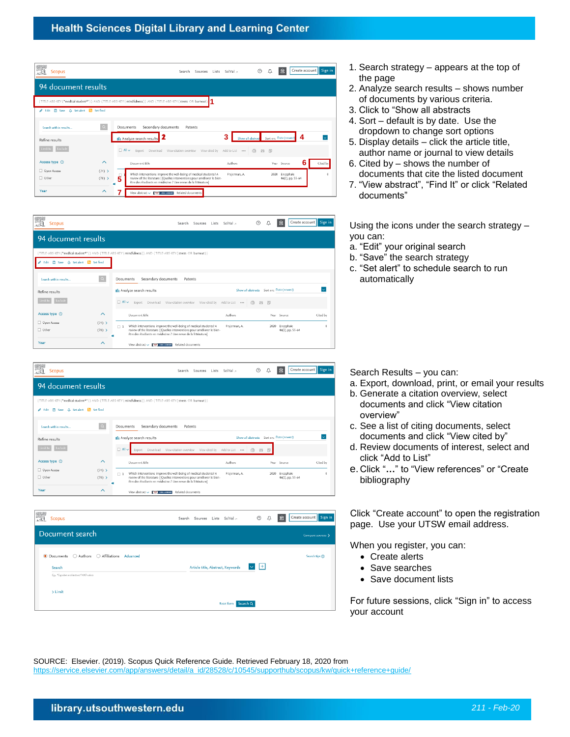# Health Sciences Digital Library and Learning Center

1. Search strategy – appears at the top of the page
2. Analyze search results – shows number of documents by various criteria.
3. Click to "Show all abstracts
4. Sort – default is by date. Use the dropdown to change sort options
5. Display details – click the article title, author name or journal to view details
6. Cited by – shows the number of documents that cite the listed document
7. "View abstract", "Find It" or click "Related documents"

Using the icons under the search strategy – you can:

a. "Edit" your original search
b. "Save" the search strategy
c. "Set alert" to schedule search to run automatically

Search Results – you can:

a. Export, download, print, or email your results
b. Generate a citation overview, select documents and click "View citation overview"
c. See a list of citing documents, select documents and click "View cited by"
d. Review documents of interest, select and click "Add to List"
e. Click "…" to "View references" or "Create bibliography"

Click "Create account" to open the registration page. Use your UTSW email address.

When you register, you can:

- Create alerts
- Save searches
- Save document lists

For future sessions, click "Sign in" to access your account

SOURCE: Elsevier. (2019). Scopus Quick Reference Guide. Retrieved February 18, 2020 from https://service.elsevier.com/app/answers/detail/a_id/28528/c/10545/supporthub/scopus/kw/quick+reference+guide/

library.utsouthwestern.edu

*211 - Feb-20*